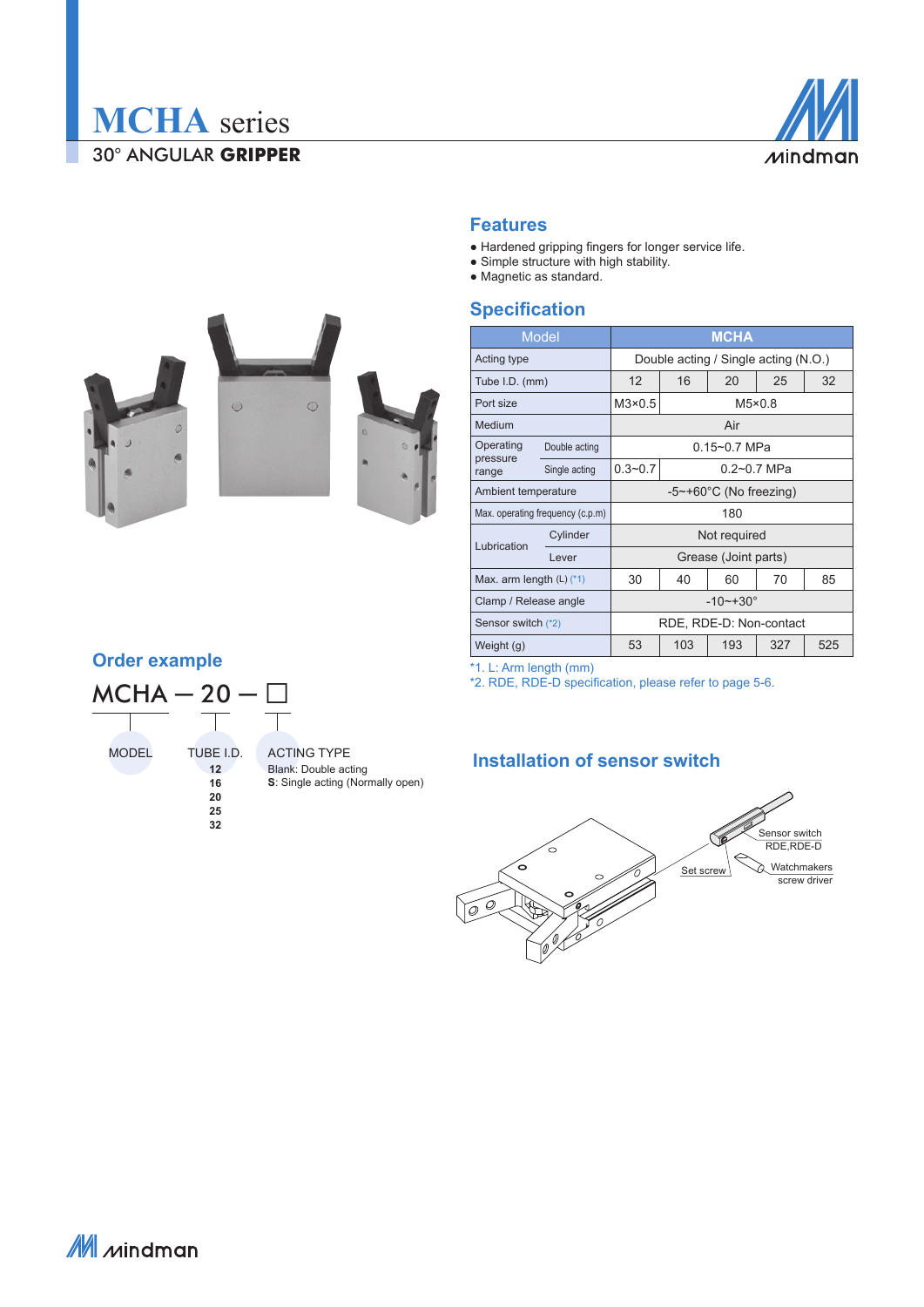# MCHA series

30° ANGULAR **GRIPPER**

## Features

- Hardened gripping fingers for longer service life.
- Simple structure with high stability.
- Magnetic as standard.

## Specification

| Model | | MCHA | | | | |
|---|---|---|---|---|---|---|
| Acting type | | Double acting / Single acting (N.O.) | | | | |
| Tube I.D. (mm) | | 12 | 16 | 20 | 25 | 32 |
| Port size | | M3×0.5 | M5×0.8 | | | |
| Medium | | Air | | | | |
| Operating pressure range | Double acting | 0.15~0.7 MPa | | | | |
| | Single acting | 0.3~0.7 | 0.2~0.7 MPa | | | |
| Ambient temperature | | -5~+60°C (No freezing) | | | | |
| Max. operating frequency (c.p.m) | | 180 | | | | |
| Lubrication | Cylinder | Not required | | | | |
| | Lever | Grease (Joint parts) | | | | |
| Max. arm length (L) (*1) | | 30 | 40 | 60 | 70 | 85 |
| Clamp / Release angle | | -10~+30° | | | | |
| Sensor switch (*2) | | RDE, RDE-D: Non-contact | | | | |
| Weight (g) | | 53 | 103 | 193 | 327 | 525 |

*1. L: Arm length (mm)
*2. RDE, RDE-D specification, please refer to page 5-6.

## Order example

MCHA — 20 — □

- MODEL
- TUBE I.D.: **12**, **16**, **20**, **25**, **32**
- ACTING TYPE
  - Blank: Double acting
  - **S**: Single acting (Normally open)

## Installation of sensor switch

Sensor switch RDE,RDE-D

Set screw

Watchmakers screw driver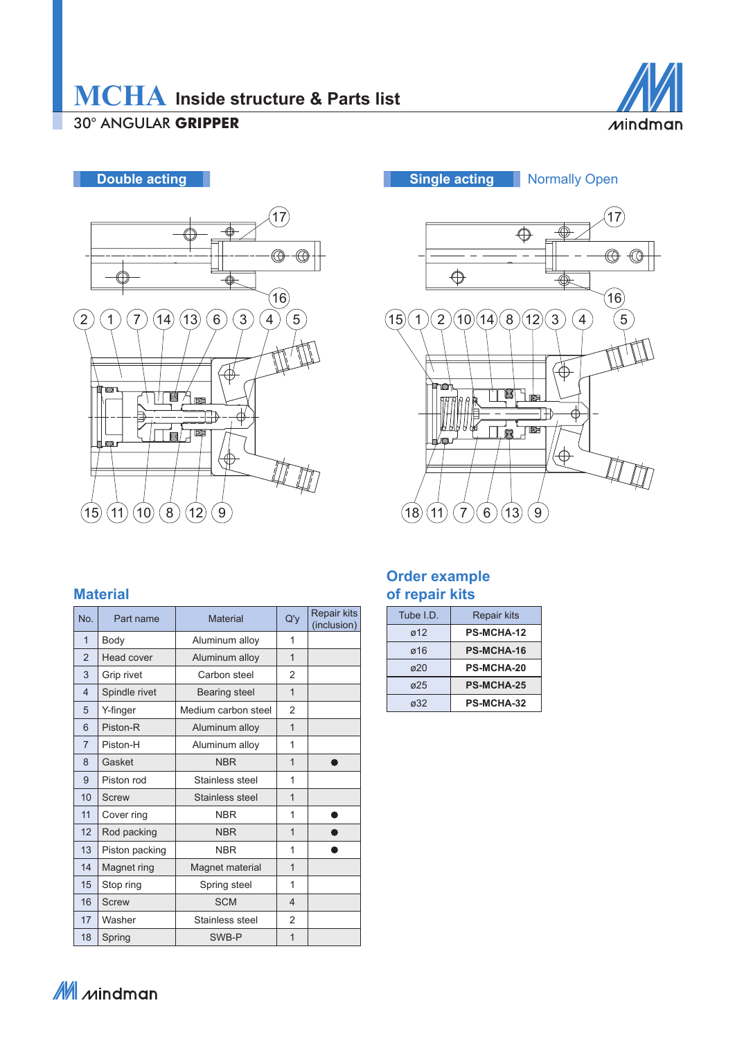# MCHA Inside structure & Parts list

30° ANGULAR **GRIPPER**

**Double acting**

**Single acting** Normally Open

## Material

| No. | Part name | Material | Q'y | Repair kits (inclusion) |
|---|---|---|---|---|
| 1 | Body | Aluminum alloy | 1 | |
| 2 | Head cover | Aluminum alloy | 1 | |
| 3 | Grip rivet | Carbon steel | 2 | |
| 4 | Spindle rivet | Bearing steel | 1 | |
| 5 | Y-finger | Medium carbon steel | 2 | |
| 6 | Piston-R | Aluminum alloy | 1 | |
| 7 | Piston-H | Aluminum alloy | 1 | |
| 8 | Gasket | NBR | 1 | ● |
| 9 | Piston rod | Stainless steel | 1 | |
| 10 | Screw | Stainless steel | 1 | |
| 11 | Cover ring | NBR | 1 | ● |
| 12 | Rod packing | NBR | 1 | ● |
| 13 | Piston packing | NBR | 1 | ● |
| 14 | Magnet ring | Magnet material | 1 | |
| 15 | Stop ring | Spring steel | 1 | |
| 16 | Screw | SCM | 4 | |
| 17 | Washer | Stainless steel | 2 | |
| 18 | Spring | SWB-P | 1 | |

## Order example of repair kits

| Tube I.D. | Repair kits |
|---|---|
| ø12 | **PS-MCHA-12** |
| ø16 | **PS-MCHA-16** |
| ø20 | **PS-MCHA-20** |
| ø25 | **PS-MCHA-25** |
| ø32 | **PS-MCHA-32** |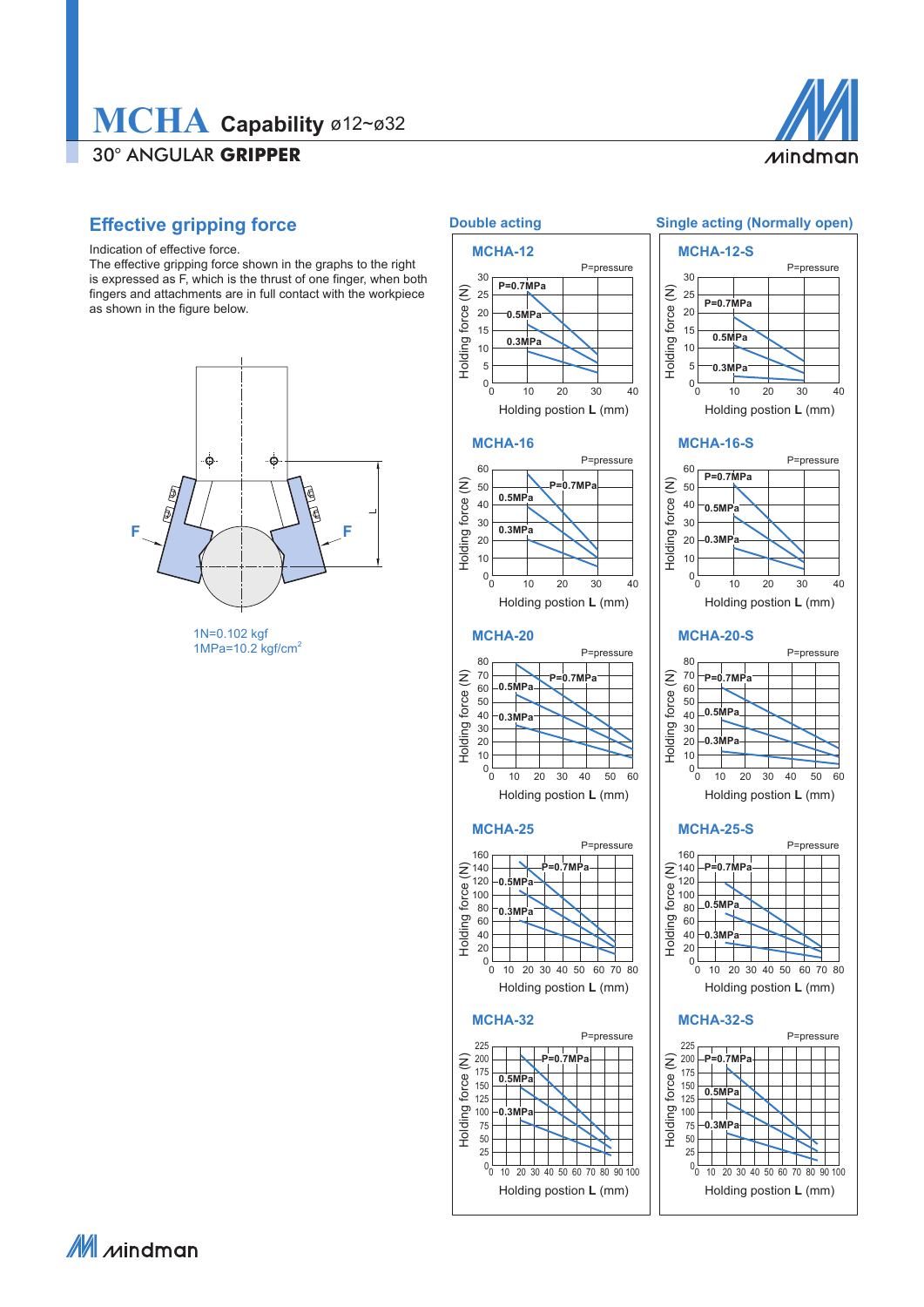# MCHA Capability ø12~ø32

30° ANGULAR **GRIPPER**

## Effective gripping force

Indication of effective force.
The effective gripping force shown in the graphs to the right is expressed as F, which is the thrust of one finger, when both fingers and attachments are in full contact with the workpiece as shown in the figure below.

1N=0.102 kgf
1MPa=10.2 kgf/cm²

### Double acting

**MCHA-12**

P=pressure: P=0.7MPa, 0.5MPa, 0.3MPa
Holding force (N): 0–30
Holding postion **L** (mm): 0–40

**MCHA-16**

P=pressure: P=0.7MPa, 0.5MPa, 0.3MPa
Holding force (N): 0–60
Holding postion **L** (mm): 0–40

**MCHA-20**

P=pressure: P=0.7MPa, 0.5MPa, 0.3MPa
Holding force (N): 0–80
Holding postion **L** (mm): 0–60

**MCHA-25**

P=pressure: P=0.7MPa, 0.5MPa, 0.3MPa
Holding force (N): 0–160
Holding postion **L** (mm): 0–80

**MCHA-32**

P=pressure: P=0.7MPa, 0.5MPa, 0.3MPa
Holding force (N): 0–225
Holding postion **L** (mm): 0–100

### Single acting (Normally open)

**MCHA-12-S**

P=pressure: P=0.7MPa, 0.5MPa, 0.3MPa
Holding force (N): 0–30
Holding postion **L** (mm): 0–40

**MCHA-16-S**

P=pressure: P=0.7MPa, 0.5MPa, 0.3MPa
Holding force (N): 0–60
Holding postion **L** (mm): 0–40

**MCHA-20-S**

P=pressure: P=0.7MPa, 0.5MPa, 0.3MPa
Holding force (N): 0–80
Holding postion **L** (mm): 0–60

**MCHA-25-S**

P=pressure: P=0.7MPa, 0.5MPa, 0.3MPa
Holding force (N): 0–160
Holding postion **L** (mm): 0–80

**MCHA-32-S**

P=pressure: P=0.7MPa, 0.5MPa, 0.3MPa
Holding force (N): 0–225
Holding postion **L** (mm): 0–100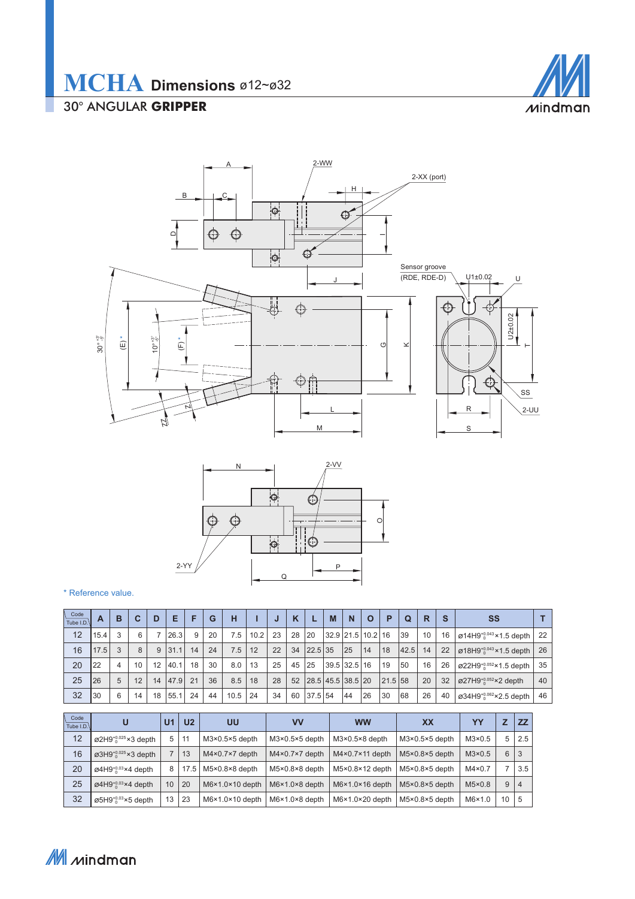# MCHA Dimensions ø12~ø32

30° ANGULAR **GRIPPER**

A
2-WW
2-XX (port)
B
C
H
D
I
J
Sensor groove
(RDE, RDE-D)
U1±0.02
U
30°
(E)*
10°
(F)*
G
K
U2±0.02
T
ZZ
Z
L
M
R
S
SS
2-UU
N
2-VV
O
2-YY
P
Q

\* Reference value.

| Code / Tube I.D. | A | B | C | D | E | F | G | H | I | J | K | L | M | N | O | P | Q | R | S | SS | T |
|---|---|---|---|---|---|---|---|---|---|---|---|---|---|---|---|---|---|---|---|---|---|
| 12 | 15.4 | 3 | 6 | 7 | 26.3 | 9 | 20 | 7.5 | 10.2 | 23 | 28 | 20 | 32.9 | 21.5 | 10.2 | 16 | 39 | 10 | 16 | ø14H9$^{+0.043}_{0}$×1.5 depth | 22 |
| 16 | 17.5 | 3 | 8 | 9 | 31.1 | 14 | 24 | 7.5 | 12 | 22 | 34 | 22.5 | 35 | 25 | 14 | 18 | 42.5 | 14 | 22 | ø18H9$^{+0.043}_{0}$×1.5 depth | 26 |
| 20 | 22 | 4 | 10 | 12 | 40.1 | 18 | 30 | 8.0 | 13 | 25 | 45 | 25 | 39.5 | 32.5 | 16 | 19 | 50 | 16 | 26 | ø22H9$^{+0.052}_{0}$×1.5 depth | 35 |
| 25 | 26 | 5 | 12 | 14 | 47.9 | 21 | 36 | 8.5 | 18 | 28 | 52 | 28.5 | 45.5 | 38.5 | 20 | 21.5 | 58 | 20 | 32 | ø27H9$^{+0.052}_{0}$×2 depth | 40 |
| 32 | 30 | 6 | 14 | 18 | 55.1 | 24 | 44 | 10.5 | 24 | 34 | 60 | 37.5 | 54 | 44 | 26 | 30 | 68 | 26 | 40 | ø34H9$^{+0.062}_{0}$×2.5 depth | 46 |

| Code / Tube I.D. | U | U1 | U2 | UU | VV | WW | XX | YY | Z | ZZ |
|---|---|---|---|---|---|---|---|---|---|---|
| 12 | ø2H9$^{+0.025}_{0}$×3 depth | 5 | 11 | M3×0.5×5 depth | M3×0.5×5 depth | M3×0.5×8 depth | M3×0.5×5 depth | M3×0.5 | 5 | 2.5 |
| 16 | ø3H9$^{+0.025}_{0}$×3 depth | 7 | 13 | M4×0.7×7 depth | M4×0.7×7 depth | M4×0.7×11 depth | M5×0.8×5 depth | M3×0.5 | 6 | 3 |
| 20 | ø4H9$^{+0.03}_{0}$×4 depth | 8 | 17.5 | M5×0.8×8 depth | M5×0.8×8 depth | M5×0.8×12 depth | M5×0.8×5 depth | M4×0.7 | 7 | 3.5 |
| 25 | ø4H9$^{+0.03}_{0}$×4 depth | 10 | 20 | M6×1.0×10 depth | M6×1.0×8 depth | M6×1.0×16 depth | M5×0.8×5 depth | M5×0.8 | 9 | 4 |
| 32 | ø5H9$^{+0.03}_{0}$×5 depth | 13 | 23 | M6×1.0×10 depth | M6×1.0×8 depth | M6×1.0×20 depth | M5×0.8×5 depth | M6×1.0 | 10 | 5 |